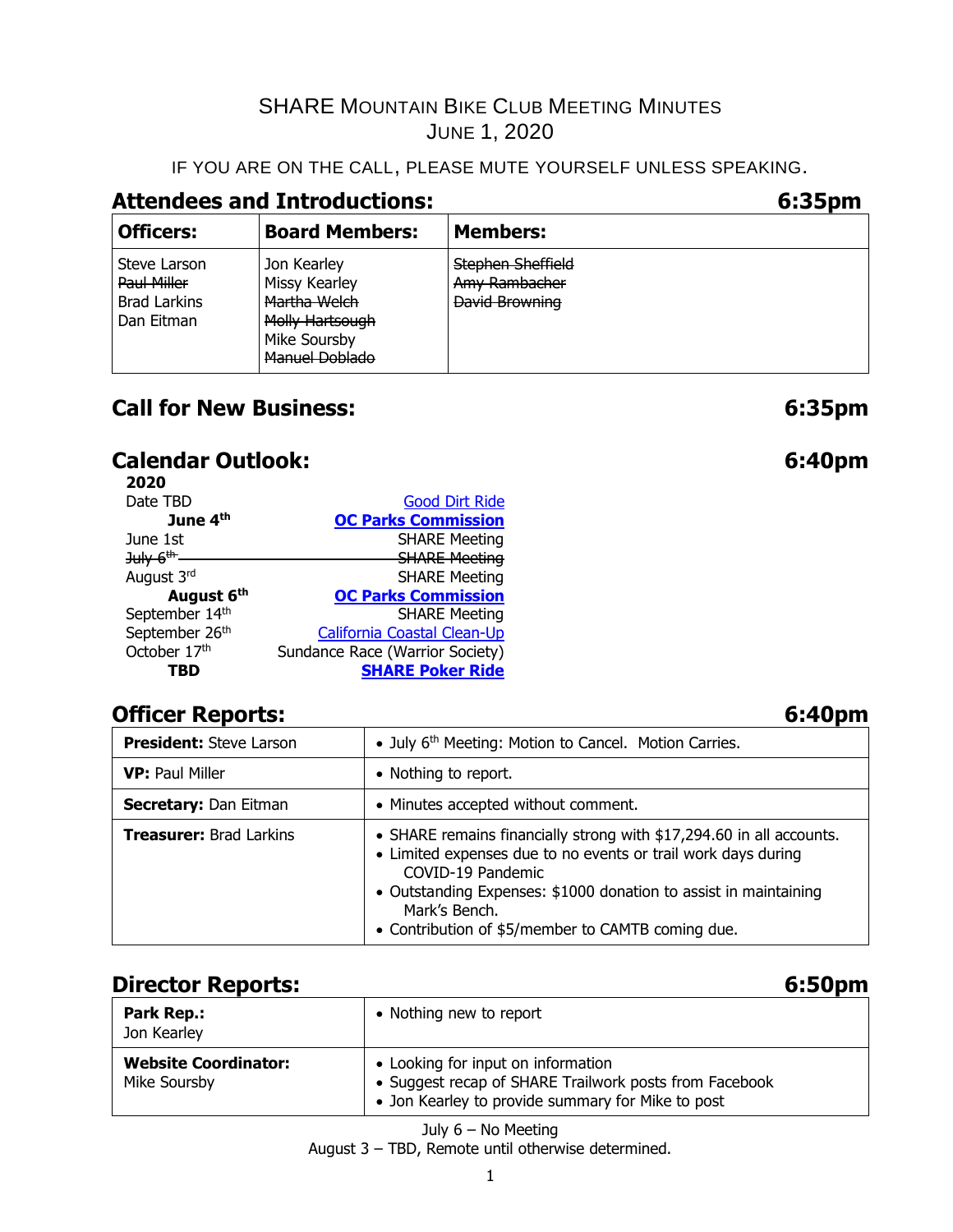# SHARE Mountain Bike Club Meeting Minutes

## June 1, 2020

IF YOU ARE ON THE CALL, PLEASE MUTE YOURSELF UNLESS SPEAKING.

## Attendees and Introductions: 6:35pm

| Officers: | Board Members: | Members: |
|---|---|---|
| Steve Larson<br>~~Paul Miller~~<br>Brad Larkins<br>Dan Eitman | Jon Kearley<br>Missy Kearley<br>~~Martha Welch~~<br>~~Molly Hartsough~~<br>Mike Soursby<br>~~Manuel Doblado~~ | ~~Stephen Sheffield~~<br>~~Amy Rambacher~~<br>~~David Browning~~ |

## Call for New Business: 6:35pm

## Calendar Outlook: 6:40pm

**2020**

| Date | Event |
|---|---|
| Date TBD | Good Dirt Ride |
| **June 4th** | **OC Parks Commission** |
| June 1st | SHARE Meeting |
| ~~July 6th~~ | ~~SHARE Meeting~~ |
| August 3rd | SHARE Meeting |
| **August 6th** | **OC Parks Commission** |
| September 14th | SHARE Meeting |
| September 26th | California Coastal Clean-Up |
| October 17th | Sundance Race (Warrior Society) |
| **TBD** | **SHARE Poker Ride** |

## Officer Reports: 6:40pm

| | |
|---|---|
| **President:** Steve Larson | • July 6th Meeting: Motion to Cancel. Motion Carries. |
| **VP:** Paul Miller | • Nothing to report. |
| **Secretary:** Dan Eitman | • Minutes accepted without comment. |
| **Treasurer:** Brad Larkins | • SHARE remains financially strong with $17,294.60 in all accounts.<br>• Limited expenses due to no events or trail work days during COVID-19 Pandemic<br>• Outstanding Expenses: $1000 donation to assist in maintaining Mark's Bench.<br>• Contribution of $5/member to CAMTB coming due. |

## Director Reports: 6:50pm

| | |
|---|---|
| **Park Rep.:** Jon Kearley | • Nothing new to report |
| **Website Coordinator:** Mike Soursby | • Looking for input on information<br>• Suggest recap of SHARE Trailwork posts from Facebook<br>• Jon Kearley to provide summary for Mike to post |

July 6 – No Meeting
August 3 – TBD, Remote until otherwise determined.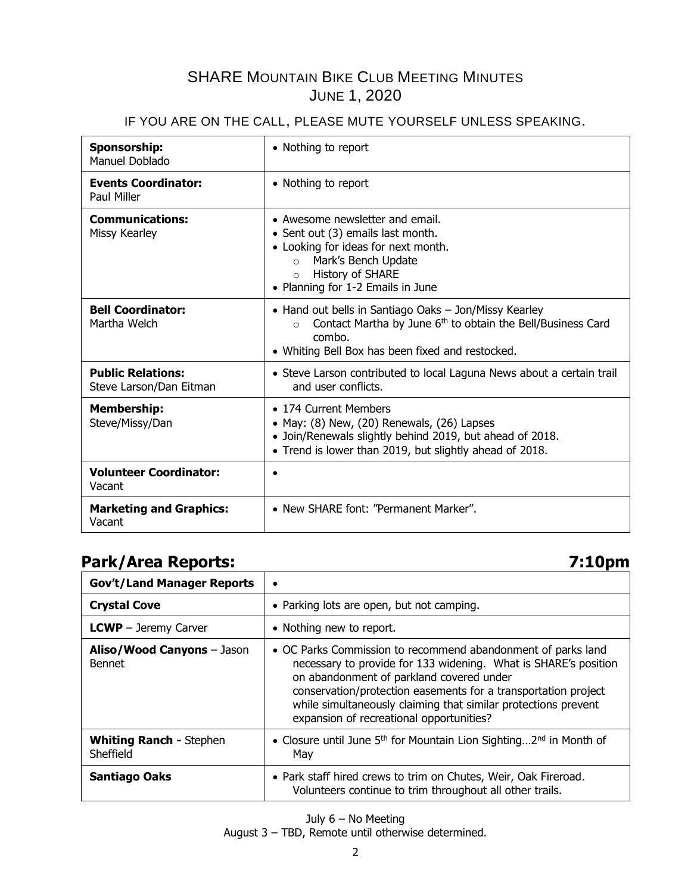# SHARE Mountain Bike Club Meeting Minutes
## June 1, 2020

IF YOU ARE ON THE CALL, PLEASE MUTE YOURSELF UNLESS SPEAKING.

| | |
|---|---|
| **Sponsorship:** Manuel Doblado | • Nothing to report |
| **Events Coordinator:** Paul Miller | • Nothing to report |
| **Communications:** Missy Kearley | • Awesome newsletter and email.<br>• Sent out (3) emails last month.<br>• Looking for ideas for next month.<br>  ○ Mark's Bench Update<br>  ○ History of SHARE<br>• Planning for 1-2 Emails in June |
| **Bell Coordinator:** Martha Welch | • Hand out bells in Santiago Oaks – Jon/Missy Kearley<br>  ○ Contact Martha by June 6th to obtain the Bell/Business Card combo.<br>• Whiting Bell Box has been fixed and restocked. |
| **Public Relations:** Steve Larson/Dan Eitman | • Steve Larson contributed to local Laguna News about a certain trail and user conflicts. |
| **Membership:** Steve/Missy/Dan | • 174 Current Members<br>• May: (8) New, (20) Renewals, (26) Lapses<br>• Join/Renewals slightly behind 2019, but ahead of 2018.<br>• Trend is lower than 2019, but slightly ahead of 2018. |
| **Volunteer Coordinator:** Vacant | • |
| **Marketing and Graphics:** Vacant | • New SHARE font: "Permanent Marker". |

## Park/Area Reports: 7:10pm

| | |
|---|---|
| **Gov't/Land Manager Reports** | • |
| **Crystal Cove** | • Parking lots are open, but not camping. |
| **LCWP** – Jeremy Carver | • Nothing new to report. |
| **Aliso/Wood Canyons** – Jason Bennet | • OC Parks Commission to recommend abandonment of parks land necessary to provide for 133 widening. What is SHARE's position on abandonment of parkland covered under conservation/protection easements for a transportation project while simultaneously claiming that similar protections prevent expansion of recreational opportunities? |
| **Whiting Ranch -** Stephen Sheffield | • Closure until June 5th for Mountain Lion Sighting…2nd in Month of May |
| **Santiago Oaks** | • Park staff hired crews to trim on Chutes, Weir, Oak Fireroad. Volunteers continue to trim throughout all other trails. |

July 6 – No Meeting
August 3 – TBD, Remote until otherwise determined.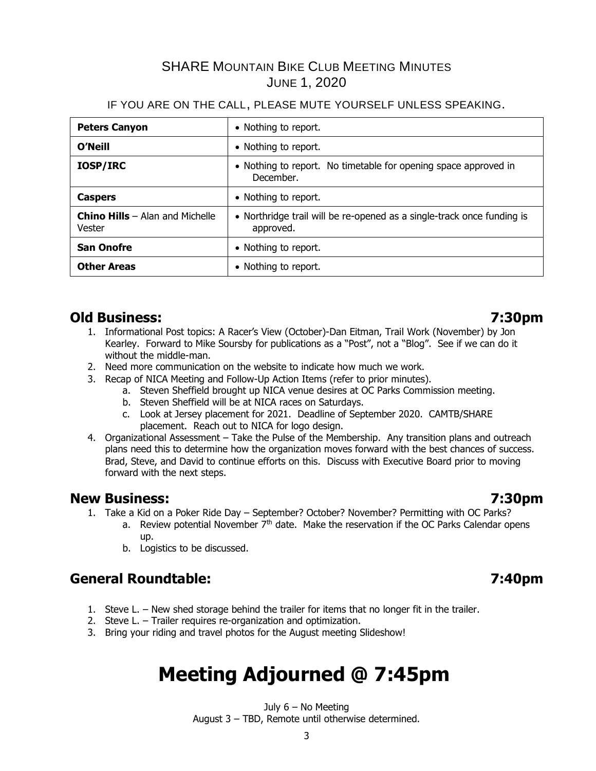# SHARE Mountain Bike Club Meeting Minutes
## June 1, 2020

IF YOU ARE ON THE CALL, PLEASE MUTE YOURSELF UNLESS SPEAKING.

| | |
|---|---|
| **Peters Canyon** | • Nothing to report. |
| **O'Neill** | • Nothing to report. |
| **IOSP/IRC** | • Nothing to report. No timetable for opening space approved in December. |
| **Caspers** | • Nothing to report. |
| **Chino Hills** – Alan and Michelle Vester | • Northridge trail will be re-opened as a single-track once funding is approved. |
| **San Onofre** | • Nothing to report. |
| **Other Areas** | • Nothing to report. |

## Old Business: 7:30pm

1. Informational Post topics: A Racer's View (October)-Dan Eitman, Trail Work (November) by Jon Kearley. Forward to Mike Soursby for publications as a "Post", not a "Blog". See if we can do it without the middle-man.
2. Need more communication on the website to indicate how much we work.
3. Recap of NICA Meeting and Follow-Up Action Items (refer to prior minutes).
   a. Steven Sheffield brought up NICA venue desires at OC Parks Commission meeting.
   b. Steven Sheffield will be at NICA races on Saturdays.
   c. Look at Jersey placement for 2021. Deadline of September 2020. CAMTB/SHARE placement. Reach out to NICA for logo design.
4. Organizational Assessment – Take the Pulse of the Membership. Any transition plans and outreach plans need this to determine how the organization moves forward with the best chances of success. Brad, Steve, and David to continue efforts on this. Discuss with Executive Board prior to moving forward with the next steps.

## New Business: 7:30pm

1. Take a Kid on a Poker Ride Day – September? October? November? Permitting with OC Parks?
   a. Review potential November 7th date. Make the reservation if the OC Parks Calendar opens up.
   b. Logistics to be discussed.

## General Roundtable: 7:40pm

1. Steve L. – New shed storage behind the trailer for items that no longer fit in the trailer.
2. Steve L. – Trailer requires re-organization and optimization.
3. Bring your riding and travel photos for the August meeting Slideshow!

# Meeting Adjourned @ 7:45pm

July 6 – No Meeting
August 3 – TBD, Remote until otherwise determined.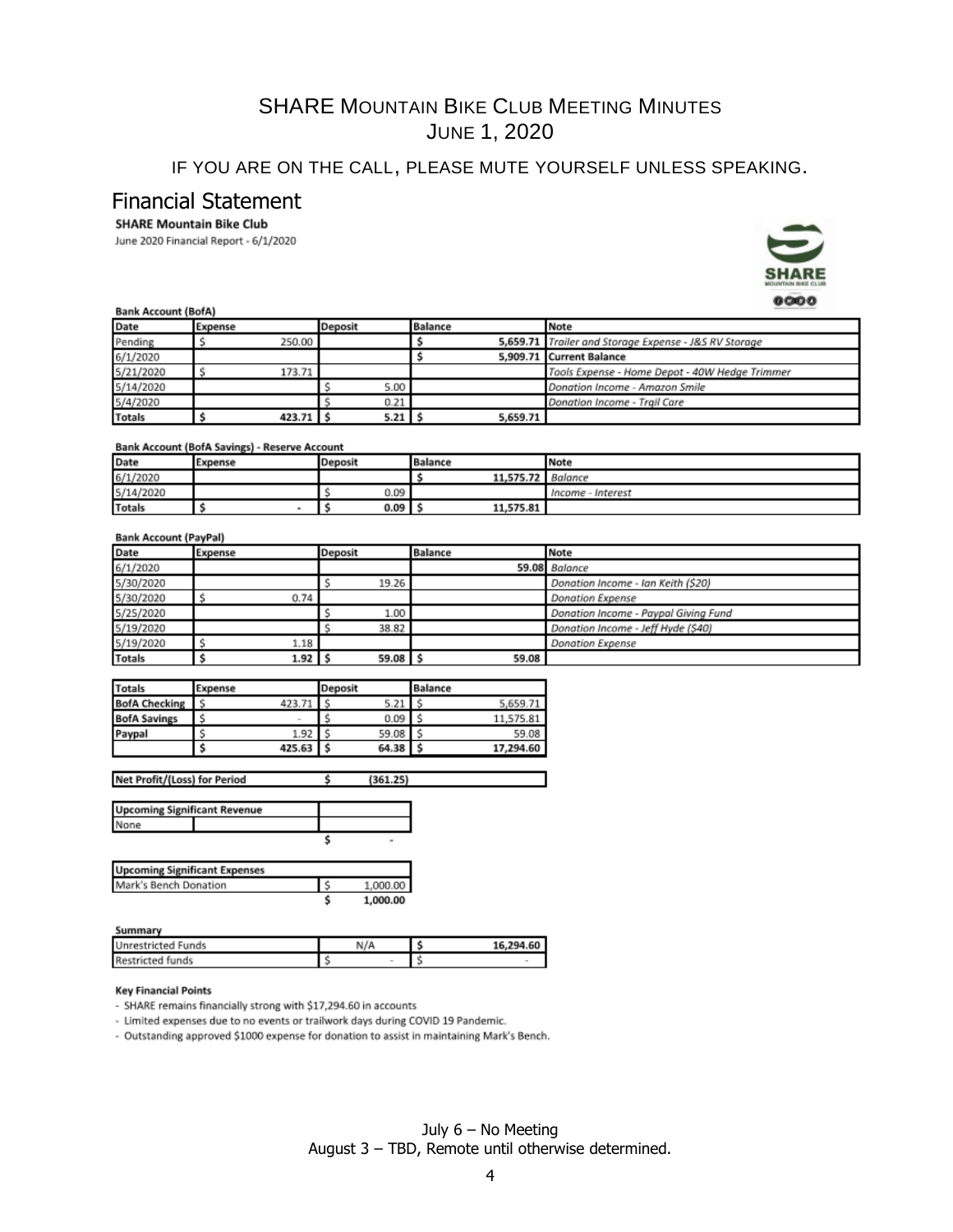# SHARE Mountain Bike Club Meeting Minutes
## June 1, 2020

IF YOU ARE ON THE CALL, PLEASE MUTE YOURSELF UNLESS SPEAKING.

## Financial Statement

**SHARE Mountain Bike Club**

June 2020 Financial Report - 6/1/2020

**Bank Account (BofA)**

| Date | Expense | Deposit | Balance | Note |
|---|---|---|---|---|
| Pending | $ 250.00 | | $ 5,659.71 | *Trailer and Storage Expense - J&S RV Storage* |
| 6/1/2020 | | | $ 5,909.71 | **Current Balance** |
| 5/21/2020 | $ 173.71 | | | *Tools Expense - Home Depot - 40W Hedge Trimmer* |
| 5/14/2020 | | $ 5.00 | | *Donation Income - Amazon Smile* |
| 5/4/2020 | | $ 0.21 | | *Donation Income - Trail Care* |
| **Totals** | **$ 423.71** | **$ 5.21** | **$ 5,659.71** | |

**Bank Account (BofA Savings) - Reserve Account**

| Date | Expense | Deposit | Balance | Note |
|---|---|---|---|---|
| 6/1/2020 | | | $ 11,575.72 | *Balance* |
| 5/14/2020 | | $ 0.09 | | *Income - Interest* |
| **Totals** | **$ -** | **$ 0.09** | **$ 11,575.81** | |

**Bank Account (PayPal)**

| Date | Expense | Deposit | Balance | Note |
|---|---|---|---|---|
| 6/1/2020 | | | 59.08 | *Balance* |
| 5/30/2020 | | $ 19.26 | | *Donation Income - Ian Keith ($20)* |
| 5/30/2020 | $ 0.74 | | | *Donation Expense* |
| 5/25/2020 | | $ 1.00 | | *Donation Income - Paypal Giving Fund* |
| 5/19/2020 | | $ 38.82 | | *Donation Income - Jeff Hyde ($40)* |
| 5/19/2020 | $ 1.18 | | | *Donation Expense* |
| **Totals** | **$ 1.92** | **$ 59.08** | **$ 59.08** | |

| Totals | Expense | Deposit | Balance |
|---|---|---|---|
| **BofA Checking** | $ 423.71 | $ 5.21 | $ 5,659.71 |
| **BofA Savings** | $ - | $ 0.09 | $ 11,575.81 |
| **Paypal** | $ 1.92 | $ 59.08 | $ 59.08 |
| | **$ 425.63** | **$ 64.38** | **$ 17,294.60** |

| Net Profit/(Loss) for Period | $ (361.25) |
|---|---|

| Upcoming Significant Revenue | |
|---|---|
| None | |
| | $ - |

| Upcoming Significant Expenses | |
|---|---|
| Mark's Bench Donation | $ 1,000.00 |
| | **$ 1,000.00** |

**Summary**

| | | |
|---|---|---|
| Unrestricted Funds | N/A | $ 16,294.60 |
| Restricted funds | $ - | $ - |

**Key Financial Points**

- SHARE remains financially strong with $17,294.60 in accounts
- Limited expenses due to no events or trailwork days during COVID 19 Pandemic.
- Outstanding approved $1000 expense for donation to assist in maintaining Mark's Bench.

July 6 – No Meeting
August 3 – TBD, Remote until otherwise determined.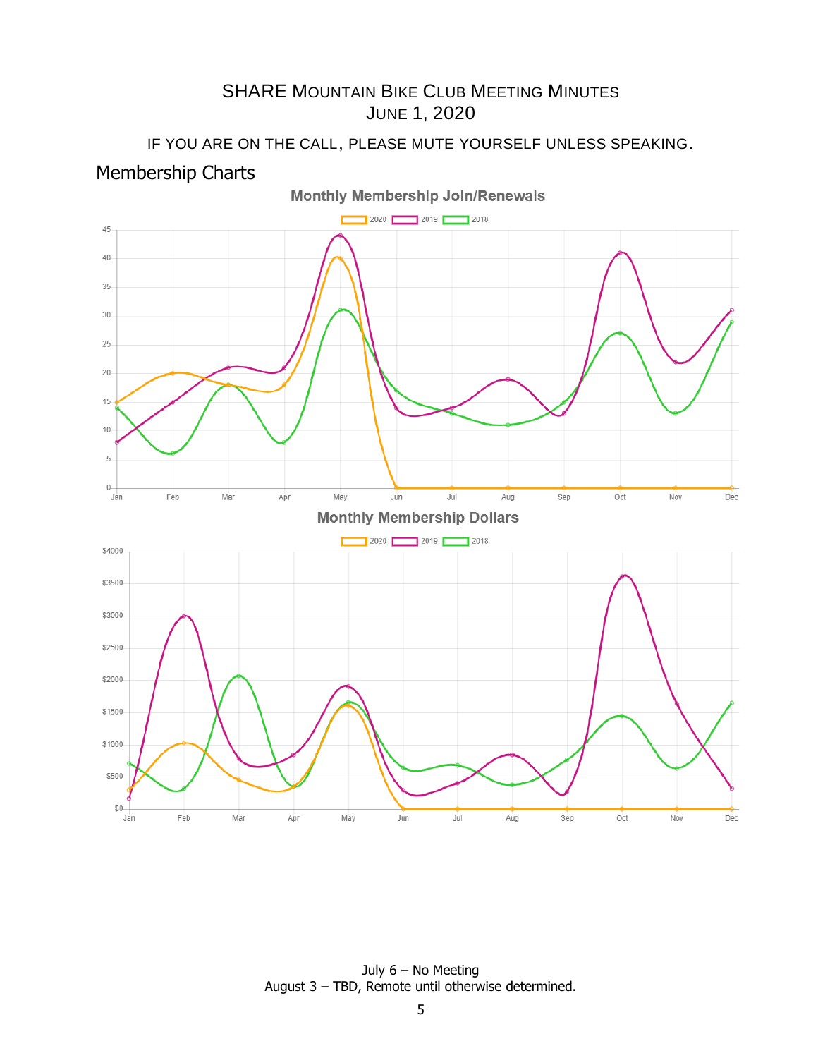SHARE MOUNTAIN BIKE CLUB MEETING MINUTES
JUNE 1, 2020

IF YOU ARE ON THE CALL, PLEASE MUTE YOURSELF UNLESS SPEAKING.

## Membership Charts

Monthly Membership Join/Renewals

2020 2019 2018

45
40
35
30
25
20
15
10
5
0

Jan Feb Mar Apr May Jun Jul Aug Sep Oct Nov Dec

Monthly Membership Dollars

2020 2019 2018

$4000
$3500
$3000
$2500
$2000
$1500
$1000
$500
$0

Jan Feb Mar Apr May Jun Jul Aug Sep Oct Nov Dec

July 6 – No Meeting
August 3 – TBD, Remote until otherwise determined.